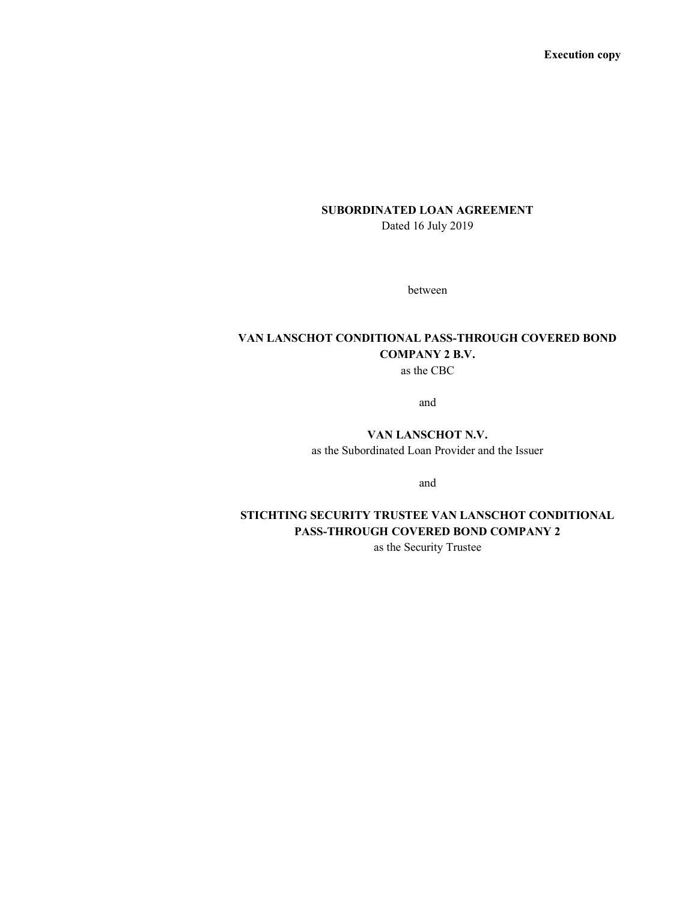**Execution copy**

**SUBORDINATED LOAN AGREEMENT**

Dated 16 July 2019

between

**VAN LANSCHOT CONDITIONAL PASS-THROUGH COVERED BOND COMPANY 2 B.V.**

as the CBC

and

**VAN LANSCHOT N.V.**

as the Subordinated Loan Provider and the Issuer

and

**STICHTING SECURITY TRUSTEE VAN LANSCHOT CONDITIONAL PASS-THROUGH COVERED BOND COMPANY 2**

as the Security Trustee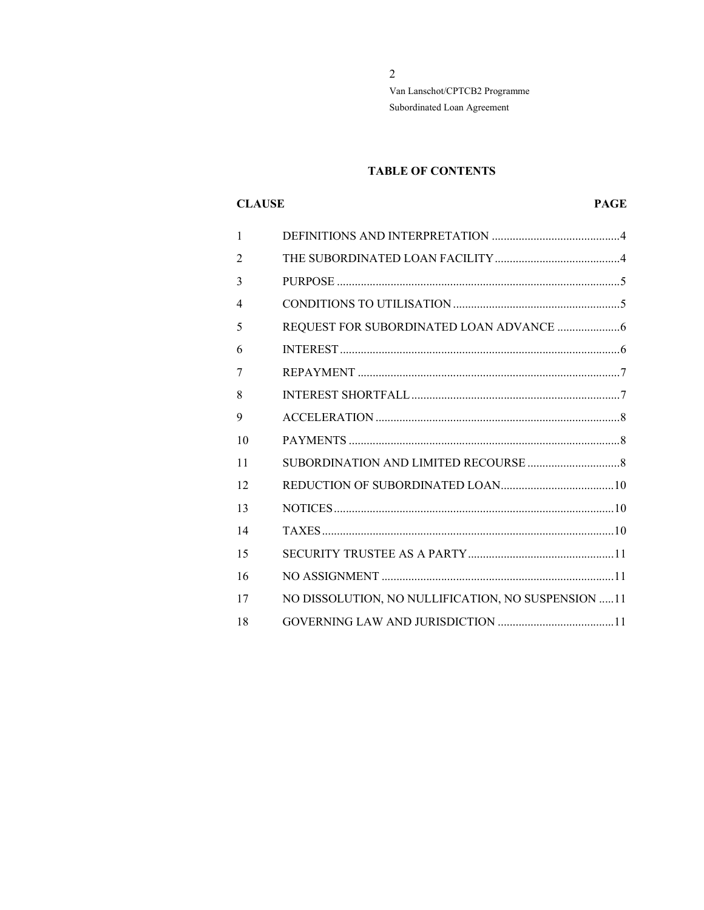## TABLE OF CONTENTS

| CLAUSE | | PAGE |
|---|---|---|
| 1 | DEFINITIONS AND INTERPRETATION | 4 |
| 2 | THE SUBORDINATED LOAN FACILITY | 4 |
| 3 | PURPOSE | 5 |
| 4 | CONDITIONS TO UTILISATION | 5 |
| 5 | REQUEST FOR SUBORDINATED LOAN ADVANCE | 6 |
| 6 | INTEREST | 6 |
| 7 | REPAYMENT | 7 |
| 8 | INTEREST SHORTFALL | 7 |
| 9 | ACCELERATION | 8 |
| 10 | PAYMENTS | 8 |
| 11 | SUBORDINATION AND LIMITED RECOURSE | 8 |
| 12 | REDUCTION OF SUBORDINATED LOAN | 10 |
| 13 | NOTICES | 10 |
| 14 | TAXES | 10 |
| 15 | SECURITY TRUSTEE AS A PARTY | 11 |
| 16 | NO ASSIGNMENT | 11 |
| 17 | NO DISSOLUTION, NO NULLIFICATION, NO SUSPENSION | 11 |
| 18 | GOVERNING LAW AND JURISDICTION | 11 |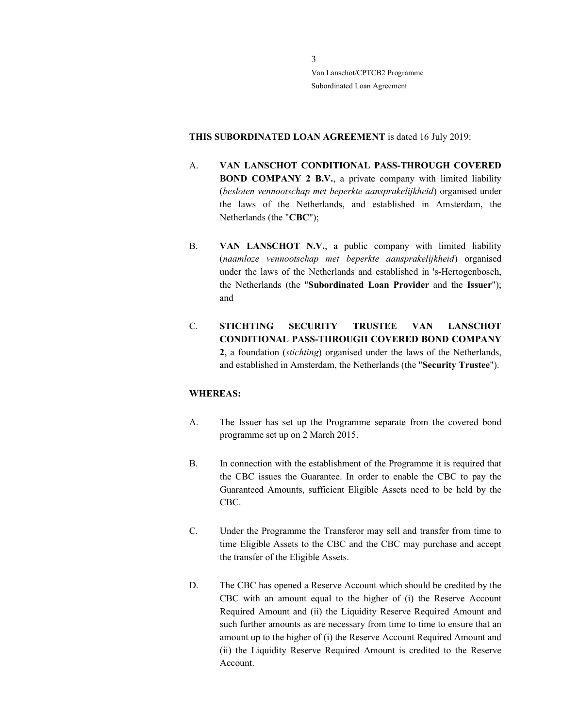**THIS SUBORDINATED LOAN AGREEMENT** is dated 16 July 2019:

A. **VAN LANSCHOT CONDITIONAL PASS-THROUGH COVERED BOND COMPANY 2 B.V.**, a private company with limited liability (*besloten vennootschap met beperkte aansprakelijkheid*) organised under the laws of the Netherlands, and established in Amsterdam, the Netherlands (the "**CBC**");

B. **VAN LANSCHOT N.V.**, a public company with limited liability (*naamloze vennootschap met beperkte aansprakelijkheid*) organised under the laws of the Netherlands and established in 's-Hertogenbosch, the Netherlands (the "**Subordinated Loan Provider** and the **Issuer**"); and

C. **STICHTING SECURITY TRUSTEE VAN LANSCHOT CONDITIONAL PASS-THROUGH COVERED BOND COMPANY 2**, a foundation (*stichting*) organised under the laws of the Netherlands, and established in Amsterdam, the Netherlands (the "**Security Trustee**").

**WHEREAS:**

A. The Issuer has set up the Programme separate from the covered bond programme set up on 2 March 2015.

B. In connection with the establishment of the Programme it is required that the CBC issues the Guarantee. In order to enable the CBC to pay the Guaranteed Amounts, sufficient Eligible Assets need to be held by the CBC.

C. Under the Programme the Transferor may sell and transfer from time to time Eligible Assets to the CBC and the CBC may purchase and accept the transfer of the Eligible Assets.

D. The CBC has opened a Reserve Account which should be credited by the CBC with an amount equal to the higher of (i) the Reserve Account Required Amount and (ii) the Liquidity Reserve Required Amount and such further amounts as are necessary from time to time to ensure that an amount up to the higher of (i) the Reserve Account Required Amount and (ii) the Liquidity Reserve Required Amount is credited to the Reserve Account.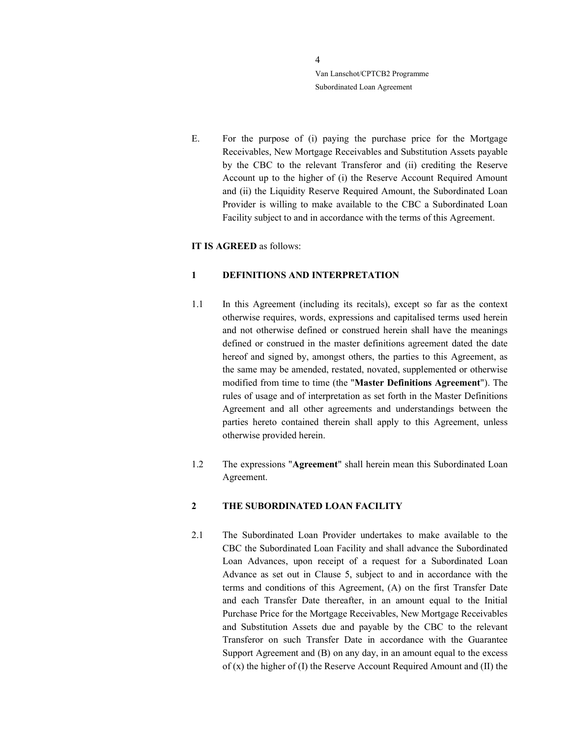E. For the purpose of (i) paying the purchase price for the Mortgage Receivables, New Mortgage Receivables and Substitution Assets payable by the CBC to the relevant Transferor and (ii) crediting the Reserve Account up to the higher of (i) the Reserve Account Required Amount and (ii) the Liquidity Reserve Required Amount, the Subordinated Loan Provider is willing to make available to the CBC a Subordinated Loan Facility subject to and in accordance with the terms of this Agreement.

**IT IS AGREED** as follows:

## 1 DEFINITIONS AND INTERPRETATION

1.1 In this Agreement (including its recitals), except so far as the context otherwise requires, words, expressions and capitalised terms used herein and not otherwise defined or construed herein shall have the meanings defined or construed in the master definitions agreement dated the date hereof and signed by, amongst others, the parties to this Agreement, as the same may be amended, restated, novated, supplemented or otherwise modified from time to time (the "**Master Definitions Agreement**"). The rules of usage and of interpretation as set forth in the Master Definitions Agreement and all other agreements and understandings between the parties hereto contained therein shall apply to this Agreement, unless otherwise provided herein.

1.2 The expressions "**Agreement**" shall herein mean this Subordinated Loan Agreement.

## 2 THE SUBORDINATED LOAN FACILITY

2.1 The Subordinated Loan Provider undertakes to make available to the CBC the Subordinated Loan Facility and shall advance the Subordinated Loan Advances, upon receipt of a request for a Subordinated Loan Advance as set out in Clause 5, subject to and in accordance with the terms and conditions of this Agreement, (A) on the first Transfer Date and each Transfer Date thereafter, in an amount equal to the Initial Purchase Price for the Mortgage Receivables, New Mortgage Receivables and Substitution Assets due and payable by the CBC to the relevant Transferor on such Transfer Date in accordance with the Guarantee Support Agreement and (B) on any day, in an amount equal to the excess of (x) the higher of (I) the Reserve Account Required Amount and (II) the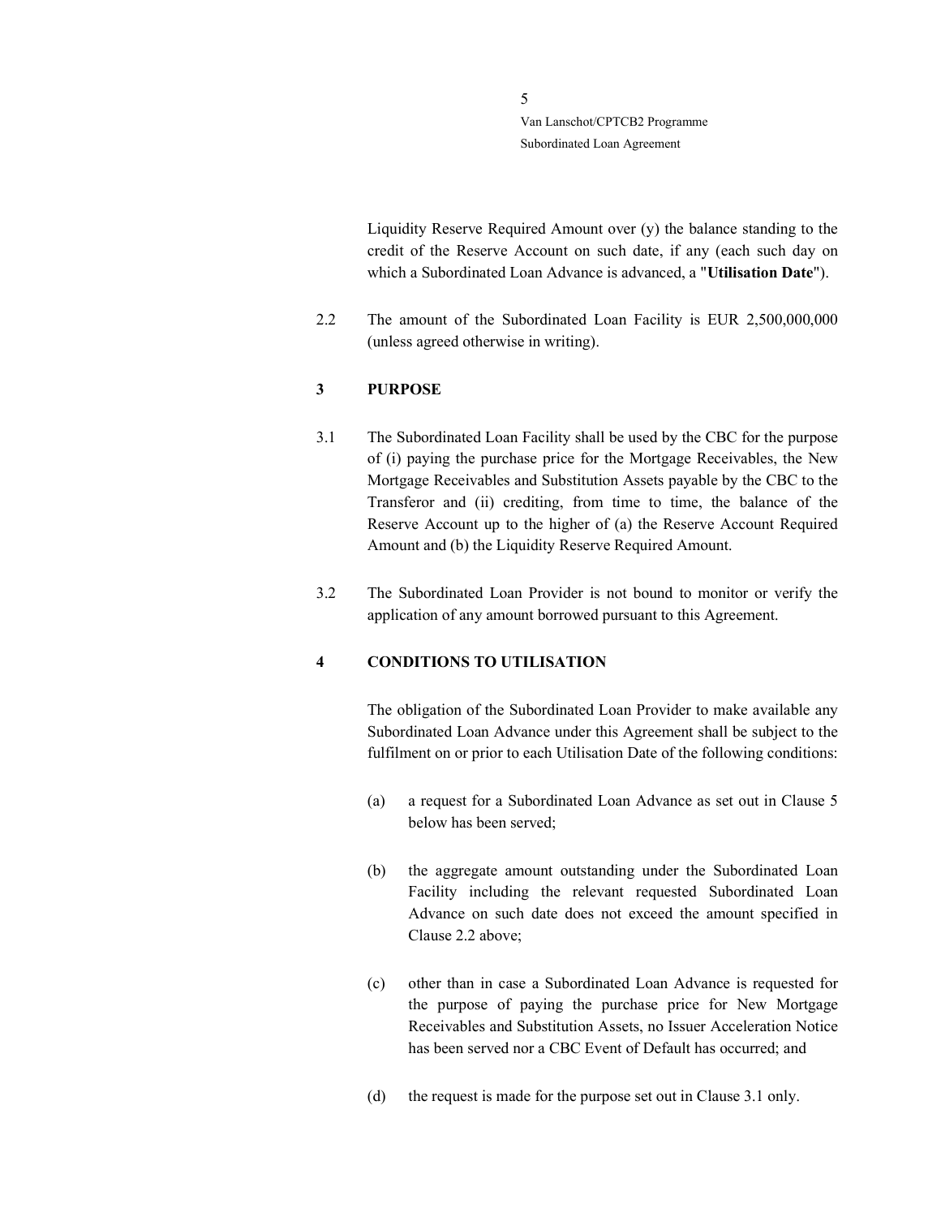Liquidity Reserve Required Amount over (y) the balance standing to the credit of the Reserve Account on such date, if any (each such day on which a Subordinated Loan Advance is advanced, a "**Utilisation Date**").

2.2 The amount of the Subordinated Loan Facility is EUR 2,500,000,000 (unless agreed otherwise in writing).

## 3 PURPOSE

3.1 The Subordinated Loan Facility shall be used by the CBC for the purpose of (i) paying the purchase price for the Mortgage Receivables, the New Mortgage Receivables and Substitution Assets payable by the CBC to the Transferor and (ii) crediting, from time to time, the balance of the Reserve Account up to the higher of (a) the Reserve Account Required Amount and (b) the Liquidity Reserve Required Amount.

3.2 The Subordinated Loan Provider is not bound to monitor or verify the application of any amount borrowed pursuant to this Agreement.

## 4 CONDITIONS TO UTILISATION

The obligation of the Subordinated Loan Provider to make available any Subordinated Loan Advance under this Agreement shall be subject to the fulfilment on or prior to each Utilisation Date of the following conditions:

(a) a request for a Subordinated Loan Advance as set out in Clause 5 below has been served;

(b) the aggregate amount outstanding under the Subordinated Loan Facility including the relevant requested Subordinated Loan Advance on such date does not exceed the amount specified in Clause 2.2 above;

(c) other than in case a Subordinated Loan Advance is requested for the purpose of paying the purchase price for New Mortgage Receivables and Substitution Assets, no Issuer Acceleration Notice has been served nor a CBC Event of Default has occurred; and

(d) the request is made for the purpose set out in Clause 3.1 only.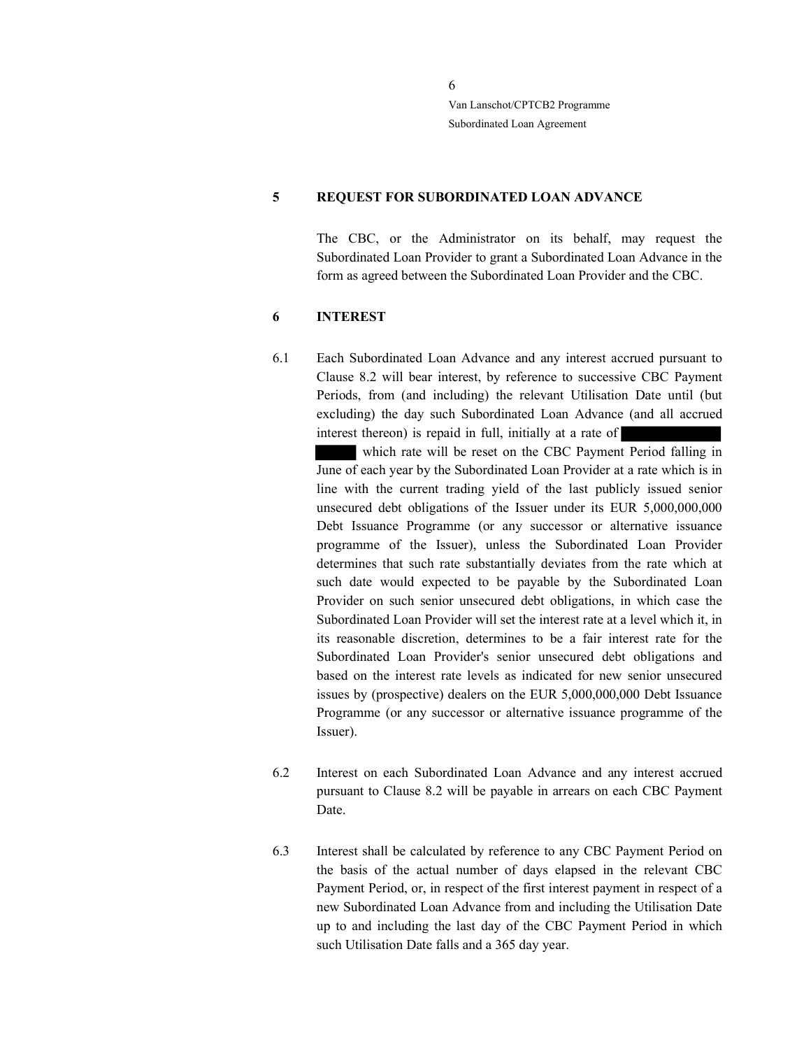## 5 REQUEST FOR SUBORDINATED LOAN ADVANCE

The CBC, or the Administrator on its behalf, may request the Subordinated Loan Provider to grant a Subordinated Loan Advance in the form as agreed between the Subordinated Loan Provider and the CBC.

## 6 INTEREST

6.1 Each Subordinated Loan Advance and any interest accrued pursuant to Clause 8.2 will bear interest, by reference to successive CBC Payment Periods, from (and including) the relevant Utilisation Date until (but excluding) the day such Subordinated Loan Advance (and all accrued interest thereon) is repaid in full, initially at a rate of [REDACTED] which rate will be reset on the CBC Payment Period falling in June of each year by the Subordinated Loan Provider at a rate which is in line with the current trading yield of the last publicly issued senior unsecured debt obligations of the Issuer under its EUR 5,000,000,000 Debt Issuance Programme (or any successor or alternative issuance programme of the Issuer), unless the Subordinated Loan Provider determines that such rate substantially deviates from the rate which at such date would expected to be payable by the Subordinated Loan Provider on such senior unsecured debt obligations, in which case the Subordinated Loan Provider will set the interest rate at a level which it, in its reasonable discretion, determines to be a fair interest rate for the Subordinated Loan Provider's senior unsecured debt obligations and based on the interest rate levels as indicated for new senior unsecured issues by (prospective) dealers on the EUR 5,000,000,000 Debt Issuance Programme (or any successor or alternative issuance programme of the Issuer).

6.2 Interest on each Subordinated Loan Advance and any interest accrued pursuant to Clause 8.2 will be payable in arrears on each CBC Payment Date.

6.3 Interest shall be calculated by reference to any CBC Payment Period on the basis of the actual number of days elapsed in the relevant CBC Payment Period, or, in respect of the first interest payment in respect of a new Subordinated Loan Advance from and including the Utilisation Date up to and including the last day of the CBC Payment Period in which such Utilisation Date falls and a 365 day year.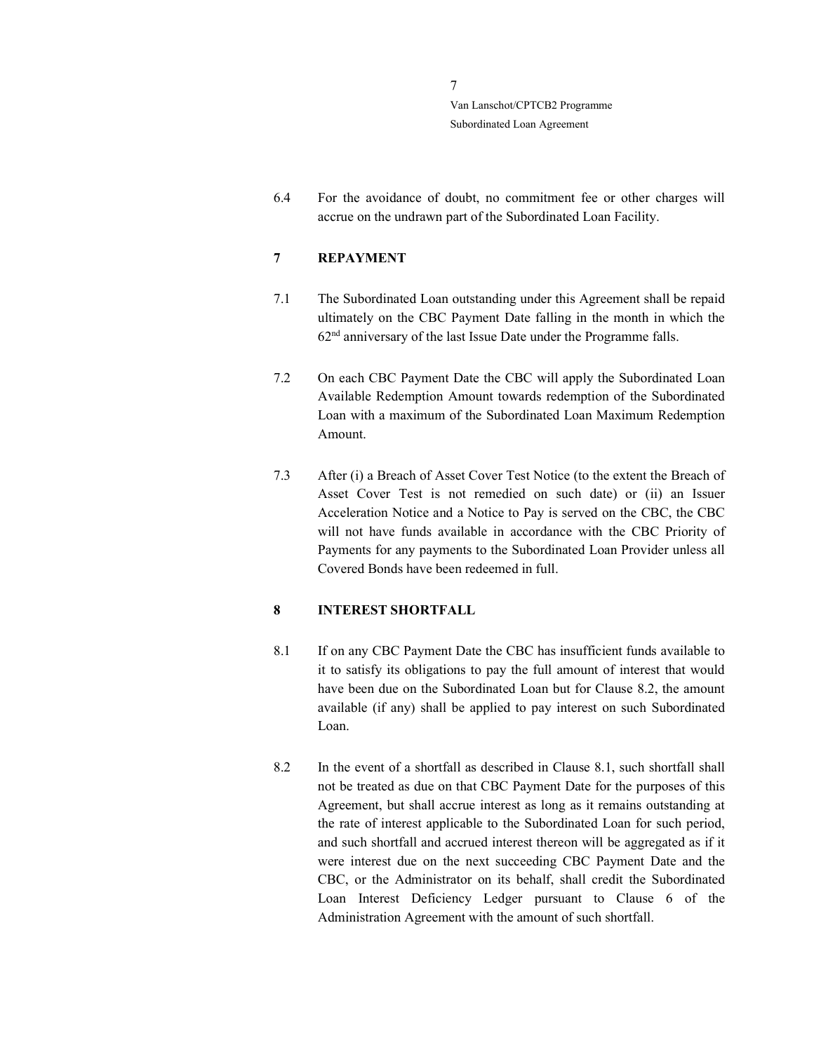6.4 For the avoidance of doubt, no commitment fee or other charges will accrue on the undrawn part of the Subordinated Loan Facility.

## 7 REPAYMENT

7.1 The Subordinated Loan outstanding under this Agreement shall be repaid ultimately on the CBC Payment Date falling in the month in which the 62nd anniversary of the last Issue Date under the Programme falls.

7.2 On each CBC Payment Date the CBC will apply the Subordinated Loan Available Redemption Amount towards redemption of the Subordinated Loan with a maximum of the Subordinated Loan Maximum Redemption Amount.

7.3 After (i) a Breach of Asset Cover Test Notice (to the extent the Breach of Asset Cover Test is not remedied on such date) or (ii) an Issuer Acceleration Notice and a Notice to Pay is served on the CBC, the CBC will not have funds available in accordance with the CBC Priority of Payments for any payments to the Subordinated Loan Provider unless all Covered Bonds have been redeemed in full.

## 8 INTEREST SHORTFALL

8.1 If on any CBC Payment Date the CBC has insufficient funds available to it to satisfy its obligations to pay the full amount of interest that would have been due on the Subordinated Loan but for Clause 8.2, the amount available (if any) shall be applied to pay interest on such Subordinated Loan.

8.2 In the event of a shortfall as described in Clause 8.1, such shortfall shall not be treated as due on that CBC Payment Date for the purposes of this Agreement, but shall accrue interest as long as it remains outstanding at the rate of interest applicable to the Subordinated Loan for such period, and such shortfall and accrued interest thereon will be aggregated as if it were interest due on the next succeeding CBC Payment Date and the CBC, or the Administrator on its behalf, shall credit the Subordinated Loan Interest Deficiency Ledger pursuant to Clause 6 of the Administration Agreement with the amount of such shortfall.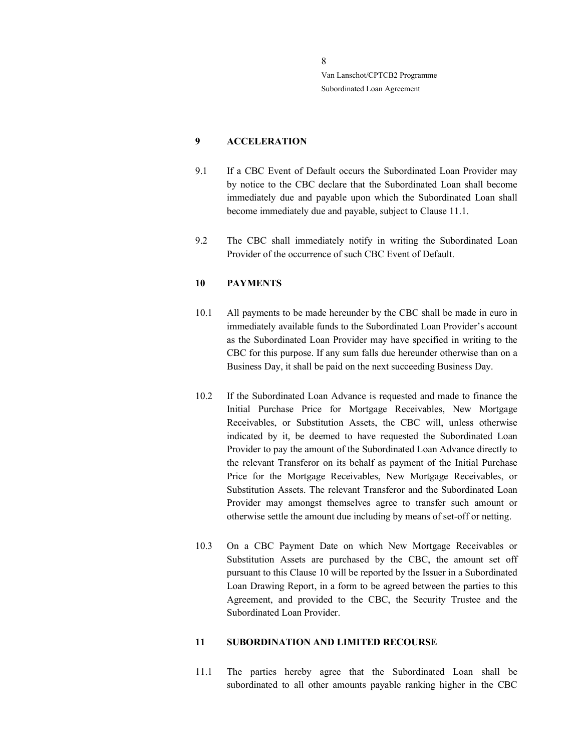## 9 ACCELERATION

9.1 If a CBC Event of Default occurs the Subordinated Loan Provider may by notice to the CBC declare that the Subordinated Loan shall become immediately due and payable upon which the Subordinated Loan shall become immediately due and payable, subject to Clause 11.1.

9.2 The CBC shall immediately notify in writing the Subordinated Loan Provider of the occurrence of such CBC Event of Default.

## 10 PAYMENTS

10.1 All payments to be made hereunder by the CBC shall be made in euro in immediately available funds to the Subordinated Loan Provider's account as the Subordinated Loan Provider may have specified in writing to the CBC for this purpose. If any sum falls due hereunder otherwise than on a Business Day, it shall be paid on the next succeeding Business Day.

10.2 If the Subordinated Loan Advance is requested and made to finance the Initial Purchase Price for Mortgage Receivables, New Mortgage Receivables, or Substitution Assets, the CBC will, unless otherwise indicated by it, be deemed to have requested the Subordinated Loan Provider to pay the amount of the Subordinated Loan Advance directly to the relevant Transferor on its behalf as payment of the Initial Purchase Price for the Mortgage Receivables, New Mortgage Receivables, or Substitution Assets. The relevant Transferor and the Subordinated Loan Provider may amongst themselves agree to transfer such amount or otherwise settle the amount due including by means of set-off or netting.

10.3 On a CBC Payment Date on which New Mortgage Receivables or Substitution Assets are purchased by the CBC, the amount set off pursuant to this Clause 10 will be reported by the Issuer in a Subordinated Loan Drawing Report, in a form to be agreed between the parties to this Agreement, and provided to the CBC, the Security Trustee and the Subordinated Loan Provider.

## 11 SUBORDINATION AND LIMITED RECOURSE

11.1 The parties hereby agree that the Subordinated Loan shall be subordinated to all other amounts payable ranking higher in the CBC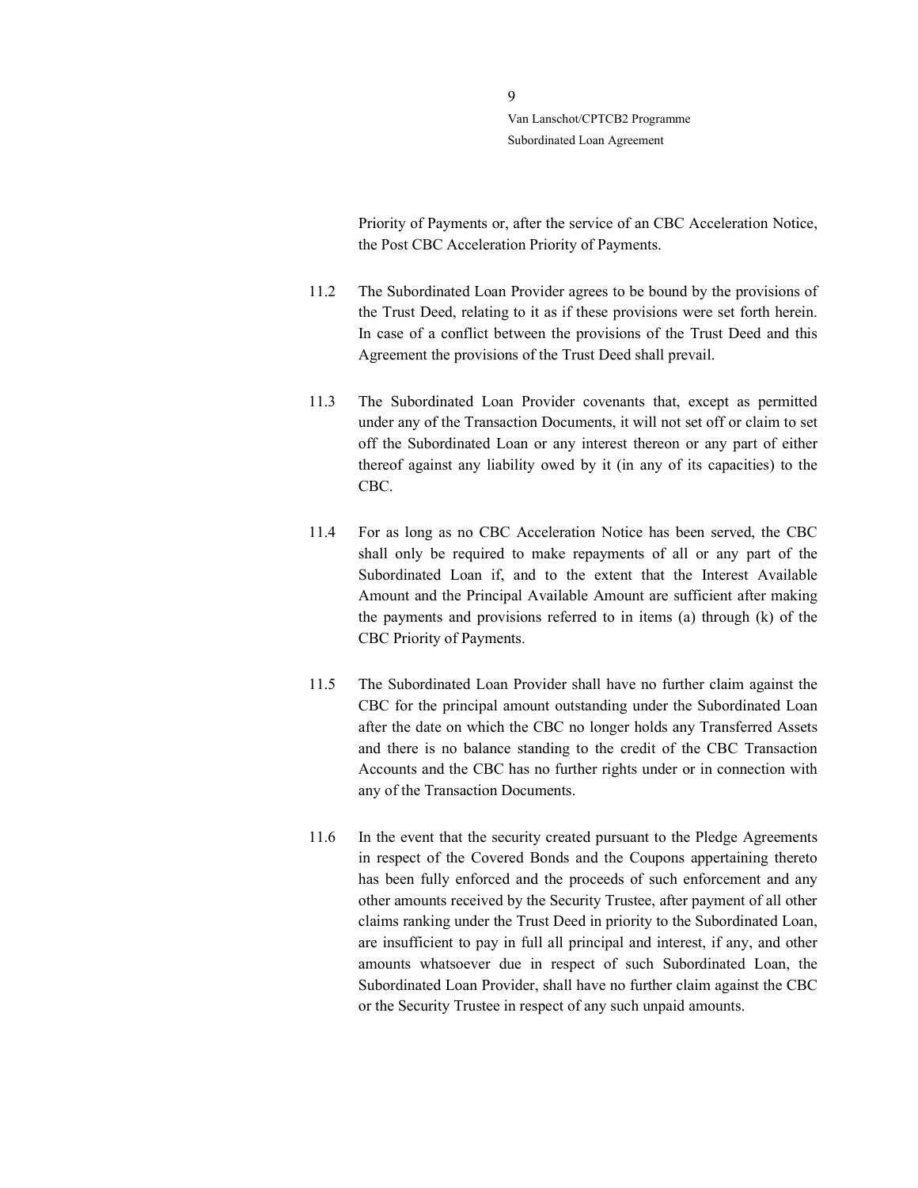Priority of Payments or, after the service of an CBC Acceleration Notice, the Post CBC Acceleration Priority of Payments.

11.2 The Subordinated Loan Provider agrees to be bound by the provisions of the Trust Deed, relating to it as if these provisions were set forth herein. In case of a conflict between the provisions of the Trust Deed and this Agreement the provisions of the Trust Deed shall prevail.

11.3 The Subordinated Loan Provider covenants that, except as permitted under any of the Transaction Documents, it will not set off or claim to set off the Subordinated Loan or any interest thereon or any part of either thereof against any liability owed by it (in any of its capacities) to the CBC.

11.4 For as long as no CBC Acceleration Notice has been served, the CBC shall only be required to make repayments of all or any part of the Subordinated Loan if, and to the extent that the Interest Available Amount and the Principal Available Amount are sufficient after making the payments and provisions referred to in items (a) through (k) of the CBC Priority of Payments.

11.5 The Subordinated Loan Provider shall have no further claim against the CBC for the principal amount outstanding under the Subordinated Loan after the date on which the CBC no longer holds any Transferred Assets and there is no balance standing to the credit of the CBC Transaction Accounts and the CBC has no further rights under or in connection with any of the Transaction Documents.

11.6 In the event that the security created pursuant to the Pledge Agreements in respect of the Covered Bonds and the Coupons appertaining thereto has been fully enforced and the proceeds of such enforcement and any other amounts received by the Security Trustee, after payment of all other claims ranking under the Trust Deed in priority to the Subordinated Loan, are insufficient to pay in full all principal and interest, if any, and other amounts whatsoever due in respect of such Subordinated Loan, the Subordinated Loan Provider, shall have no further claim against the CBC or the Security Trustee in respect of any such unpaid amounts.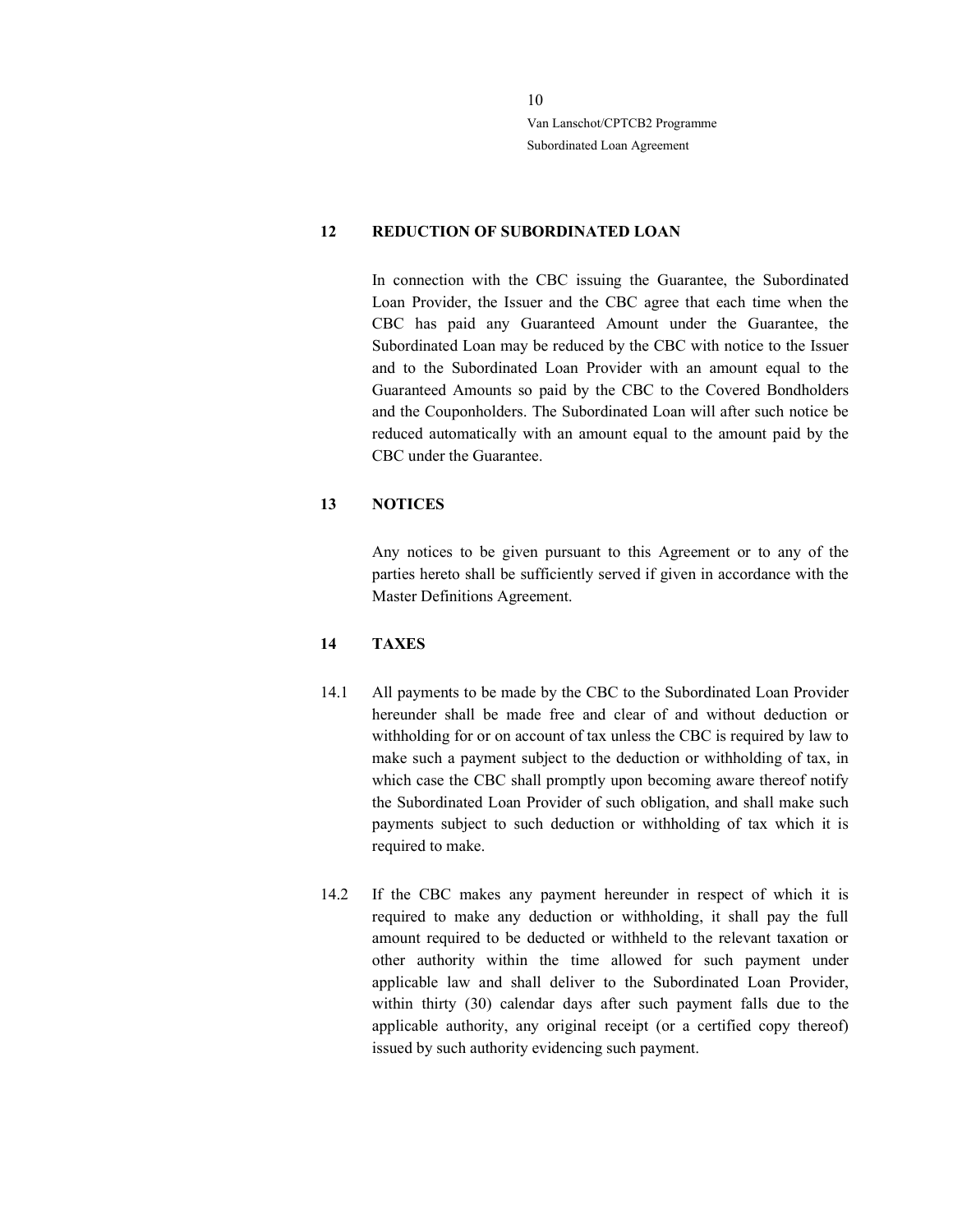## 12 REDUCTION OF SUBORDINATED LOAN

In connection with the CBC issuing the Guarantee, the Subordinated Loan Provider, the Issuer and the CBC agree that each time when the CBC has paid any Guaranteed Amount under the Guarantee, the Subordinated Loan may be reduced by the CBC with notice to the Issuer and to the Subordinated Loan Provider with an amount equal to the Guaranteed Amounts so paid by the CBC to the Covered Bondholders and the Couponholders. The Subordinated Loan will after such notice be reduced automatically with an amount equal to the amount paid by the CBC under the Guarantee.

## 13 NOTICES

Any notices to be given pursuant to this Agreement or to any of the parties hereto shall be sufficiently served if given in accordance with the Master Definitions Agreement.

## 14 TAXES

14.1 All payments to be made by the CBC to the Subordinated Loan Provider hereunder shall be made free and clear of and without deduction or withholding for or on account of tax unless the CBC is required by law to make such a payment subject to the deduction or withholding of tax, in which case the CBC shall promptly upon becoming aware thereof notify the Subordinated Loan Provider of such obligation, and shall make such payments subject to such deduction or withholding of tax which it is required to make.

14.2 If the CBC makes any payment hereunder in respect of which it is required to make any deduction or withholding, it shall pay the full amount required to be deducted or withheld to the relevant taxation or other authority within the time allowed for such payment under applicable law and shall deliver to the Subordinated Loan Provider, within thirty (30) calendar days after such payment falls due to the applicable authority, any original receipt (or a certified copy thereof) issued by such authority evidencing such payment.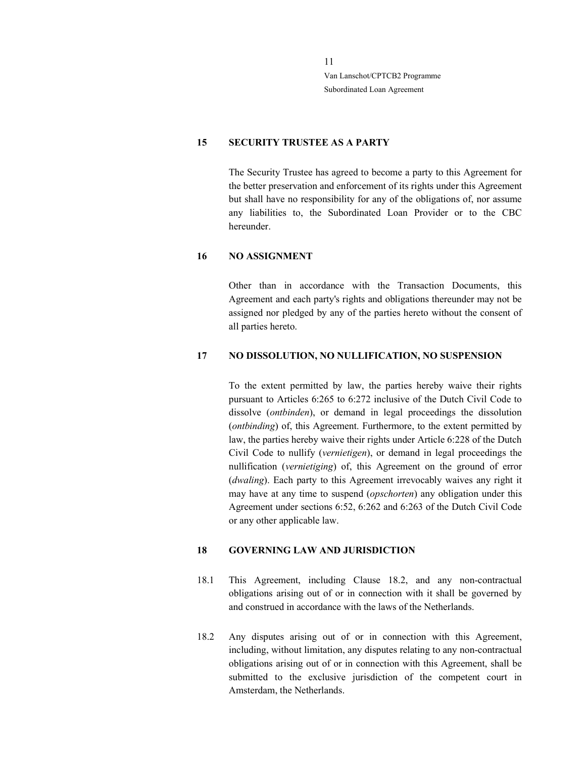## 15 SECURITY TRUSTEE AS A PARTY

The Security Trustee has agreed to become a party to this Agreement for the better preservation and enforcement of its rights under this Agreement but shall have no responsibility for any of the obligations of, nor assume any liabilities to, the Subordinated Loan Provider or to the CBC hereunder.

## 16 NO ASSIGNMENT

Other than in accordance with the Transaction Documents, this Agreement and each party's rights and obligations thereunder may not be assigned nor pledged by any of the parties hereto without the consent of all parties hereto.

## 17 NO DISSOLUTION, NO NULLIFICATION, NO SUSPENSION

To the extent permitted by law, the parties hereby waive their rights pursuant to Articles 6:265 to 6:272 inclusive of the Dutch Civil Code to dissolve (*ontbinden*), or demand in legal proceedings the dissolution (*ontbinding*) of, this Agreement. Furthermore, to the extent permitted by law, the parties hereby waive their rights under Article 6:228 of the Dutch Civil Code to nullify (*vernietigen*), or demand in legal proceedings the nullification (*vernietiging*) of, this Agreement on the ground of error (*dwaling*). Each party to this Agreement irrevocably waives any right it may have at any time to suspend (*opschorten*) any obligation under this Agreement under sections 6:52, 6:262 and 6:263 of the Dutch Civil Code or any other applicable law.

## 18 GOVERNING LAW AND JURISDICTION

18.1 This Agreement, including Clause 18.2, and any non-contractual obligations arising out of or in connection with it shall be governed by and construed in accordance with the laws of the Netherlands.

18.2 Any disputes arising out of or in connection with this Agreement, including, without limitation, any disputes relating to any non-contractual obligations arising out of or in connection with this Agreement, shall be submitted to the exclusive jurisdiction of the competent court in Amsterdam, the Netherlands.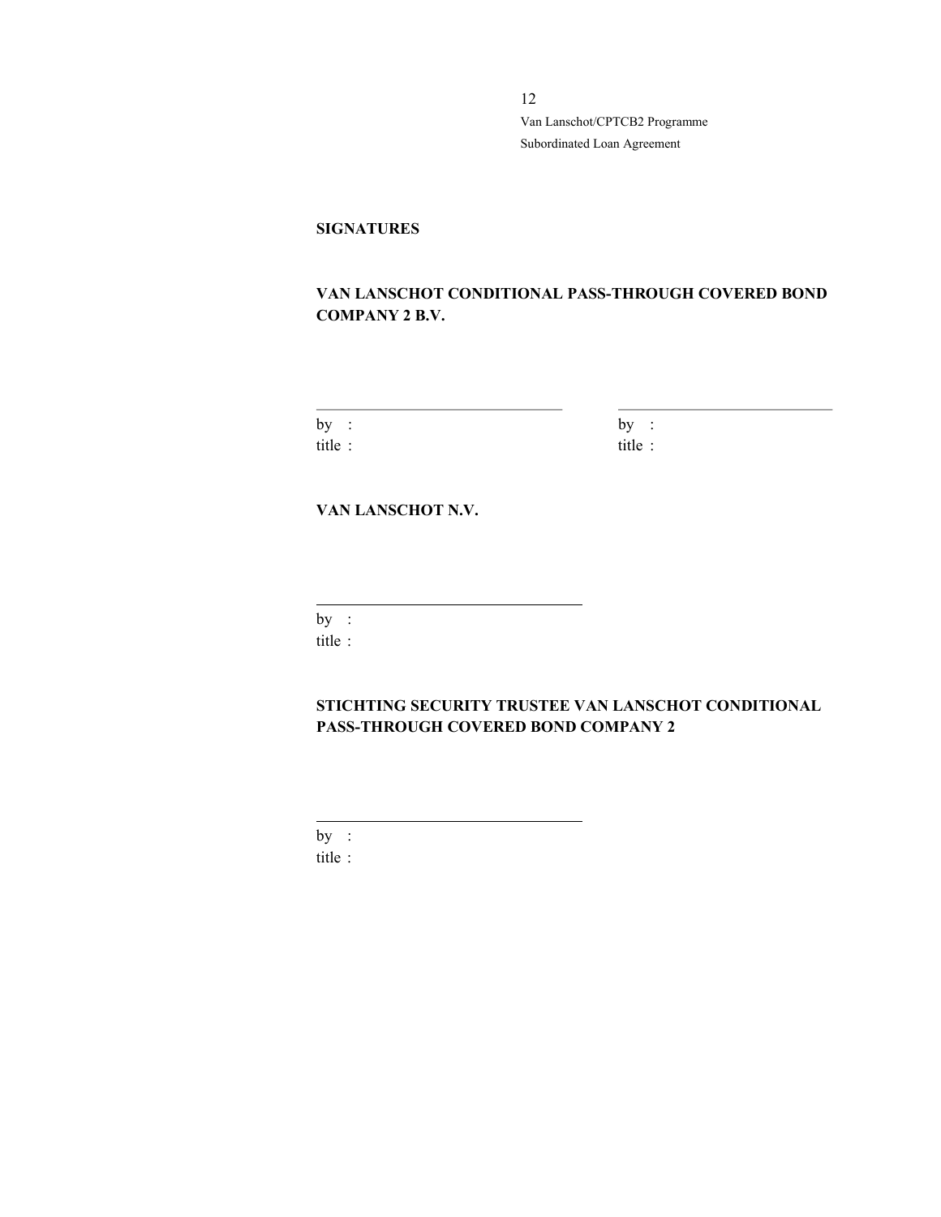**SIGNATURES**

**VAN LANSCHOT CONDITIONAL PASS-THROUGH COVERED BOND COMPANY 2 B.V.**

\_\_\_\_\_\_\_\_\_\_\_\_\_\_\_\_\_\_\_\_\_\_\_\_\_\_\_\_\_\_

by :
title :

\_\_\_\_\_\_\_\_\_\_\_\_\_\_\_\_\_\_\_\_\_\_\_\_\_\_\_\_\_\_

by :
title :

**VAN LANSCHOT N.V.**

\_\_\_\_\_\_\_\_\_\_\_\_\_\_\_\_\_\_\_\_\_\_\_\_\_\_\_\_\_\_

by :
title :

**STICHTING SECURITY TRUSTEE VAN LANSCHOT CONDITIONAL PASS-THROUGH COVERED BOND COMPANY 2**

\_\_\_\_\_\_\_\_\_\_\_\_\_\_\_\_\_\_\_\_\_\_\_\_\_\_\_\_\_\_

by :
title :